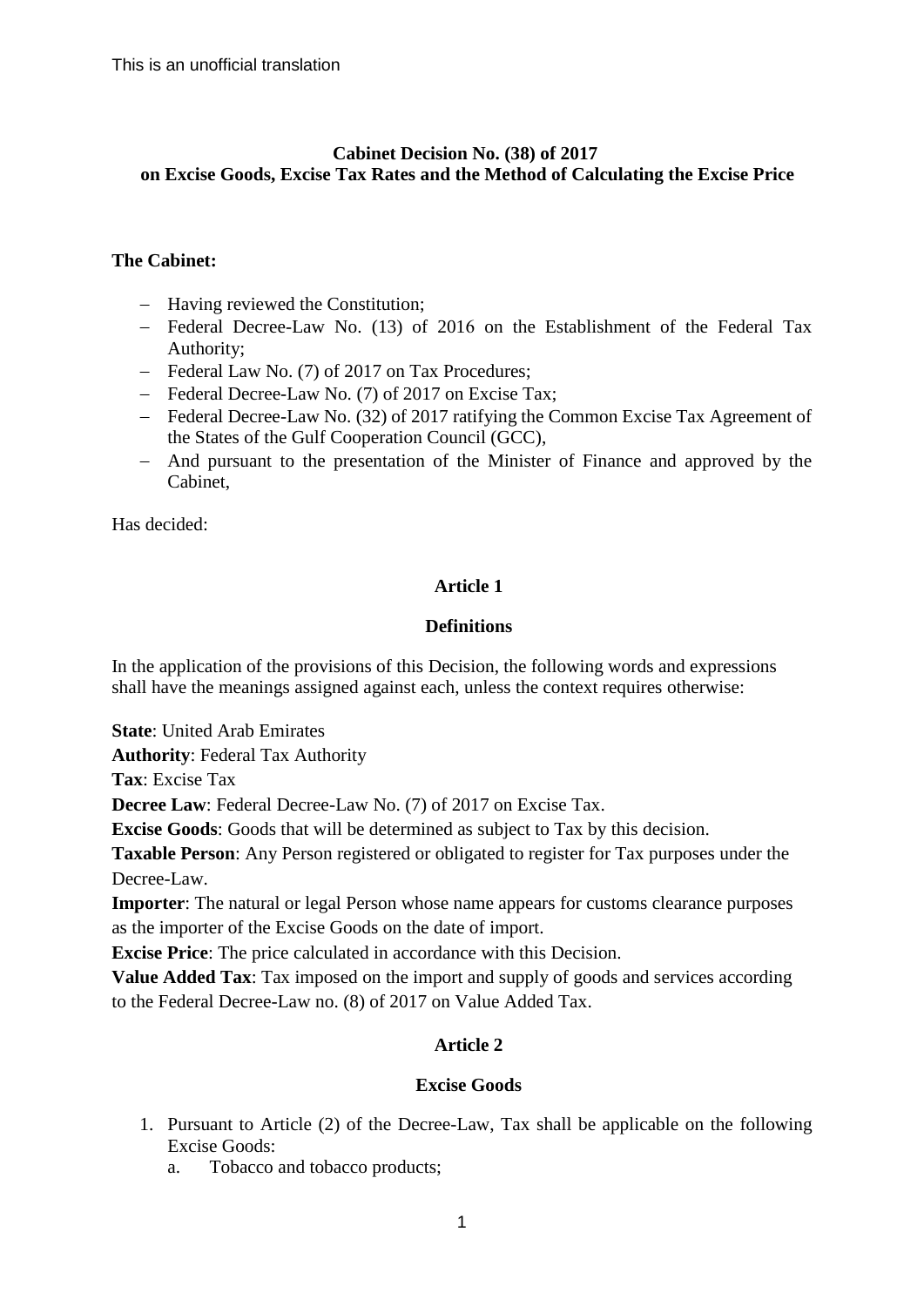This is an unofficial translation

# Cabinet Decision No. (38) of 2017
## on Excise Goods, Excise Tax Rates and the Method of Calculating the Excise Price

**The Cabinet:**

- Having reviewed the Constitution;
- Federal Decree-Law No. (13) of 2016 on the Establishment of the Federal Tax Authority;
- Federal Law No. (7) of 2017 on Tax Procedures;
- Federal Decree-Law No. (7) of 2017 on Excise Tax;
- Federal Decree-Law No. (32) of 2017 ratifying the Common Excise Tax Agreement of the States of the Gulf Cooperation Council (GCC),
- And pursuant to the presentation of the Minister of Finance and approved by the Cabinet,

Has decided:

### Article 1

### Definitions

In the application of the provisions of this Decision, the following words and expressions shall have the meanings assigned against each, unless the context requires otherwise:

**State**: United Arab Emirates

**Authority**: Federal Tax Authority

**Tax**: Excise Tax

**Decree Law**: Federal Decree-Law No. (7) of 2017 on Excise Tax.

**Excise Goods**: Goods that will be determined as subject to Tax by this decision.

**Taxable Person**: Any Person registered or obligated to register for Tax purposes under the Decree-Law.

**Importer**: The natural or legal Person whose name appears for customs clearance purposes as the importer of the Excise Goods on the date of import.

**Excise Price**: The price calculated in accordance with this Decision.

**Value Added Tax**: Tax imposed on the import and supply of goods and services according to the Federal Decree-Law no. (8) of 2017 on Value Added Tax.

### Article 2

### Excise Goods

1. Pursuant to Article (2) of the Decree-Law, Tax shall be applicable on the following Excise Goods:
   a. Tobacco and tobacco products;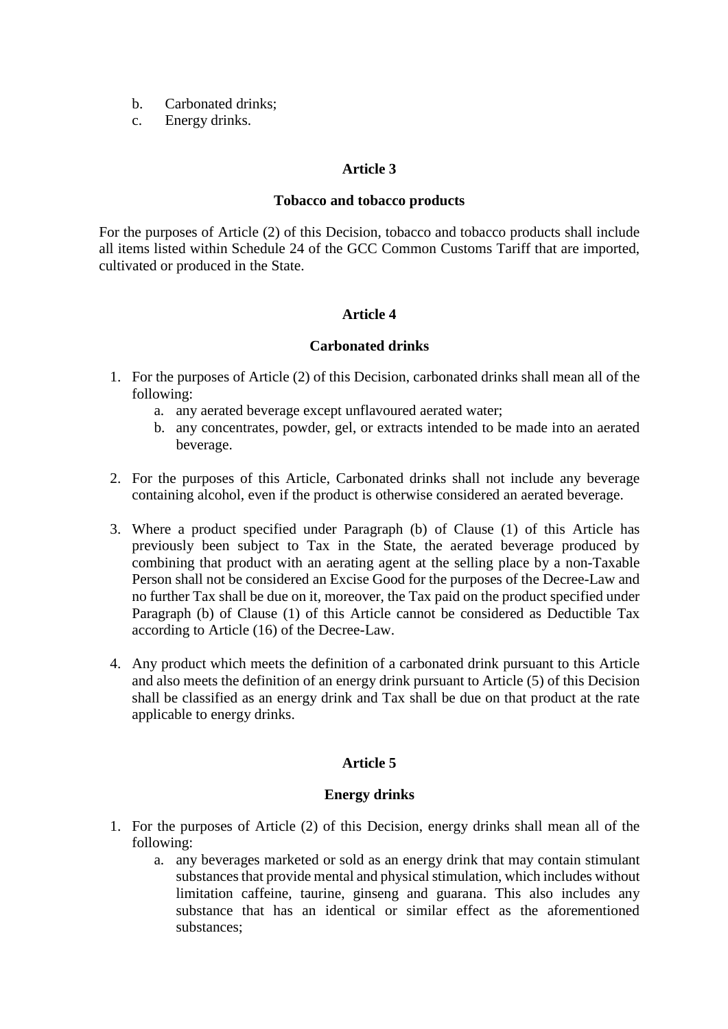b. Carbonated drinks;
c. Energy drinks.

### Article 3

### Tobacco and tobacco products

For the purposes of Article (2) of this Decision, tobacco and tobacco products shall include all items listed within Schedule 24 of the GCC Common Customs Tariff that are imported, cultivated or produced in the State.

### Article 4

### Carbonated drinks

1. For the purposes of Article (2) of this Decision, carbonated drinks shall mean all of the following:
   a. any aerated beverage except unflavoured aerated water;
   b. any concentrates, powder, gel, or extracts intended to be made into an aerated beverage.

2. For the purposes of this Article, Carbonated drinks shall not include any beverage containing alcohol, even if the product is otherwise considered an aerated beverage.

3. Where a product specified under Paragraph (b) of Clause (1) of this Article has previously been subject to Tax in the State, the aerated beverage produced by combining that product with an aerating agent at the selling place by a non-Taxable Person shall not be considered an Excise Good for the purposes of the Decree-Law and no further Tax shall be due on it, moreover, the Tax paid on the product specified under Paragraph (b) of Clause (1) of this Article cannot be considered as Deductible Tax according to Article (16) of the Decree-Law.

4. Any product which meets the definition of a carbonated drink pursuant to this Article and also meets the definition of an energy drink pursuant to Article (5) of this Decision shall be classified as an energy drink and Tax shall be due on that product at the rate applicable to energy drinks.

### Article 5

### Energy drinks

1. For the purposes of Article (2) of this Decision, energy drinks shall mean all of the following:
   a. any beverages marketed or sold as an energy drink that may contain stimulant substances that provide mental and physical stimulation, which includes without limitation caffeine, taurine, ginseng and guarana. This also includes any substance that has an identical or similar effect as the aforementioned substances;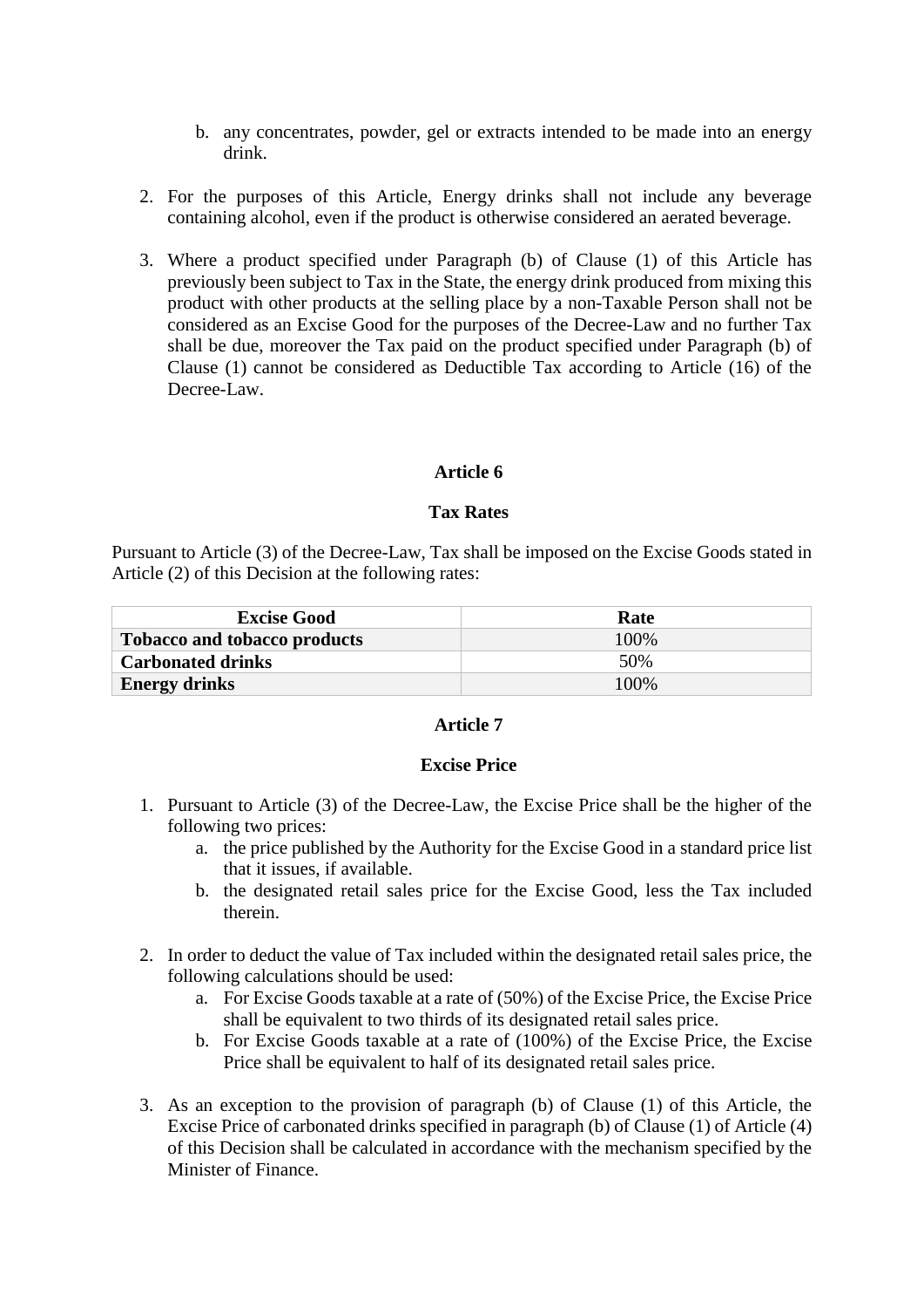b. any concentrates, powder, gel or extracts intended to be made into an energy drink.

2. For the purposes of this Article, Energy drinks shall not include any beverage containing alcohol, even if the product is otherwise considered an aerated beverage.

3. Where a product specified under Paragraph (b) of Clause (1) of this Article has previously been subject to Tax in the State, the energy drink produced from mixing this product with other products at the selling place by a non-Taxable Person shall not be considered as an Excise Good for the purposes of the Decree-Law and no further Tax shall be due, moreover the Tax paid on the product specified under Paragraph (b) of Clause (1) cannot be considered as Deductible Tax according to Article (16) of the Decree-Law.

## Article 6

### Tax Rates

Pursuant to Article (3) of the Decree-Law, Tax shall be imposed on the Excise Goods stated in Article (2) of this Decision at the following rates:

| Excise Good | Rate |
|---|---|
| **Tobacco and tobacco products** | 100% |
| **Carbonated drinks** | 50% |
| **Energy drinks** | 100% |

## Article 7

### Excise Price

1. Pursuant to Article (3) of the Decree-Law, the Excise Price shall be the higher of the following two prices:
   a. the price published by the Authority for the Excise Good in a standard price list that it issues, if available.
   b. the designated retail sales price for the Excise Good, less the Tax included therein.

2. In order to deduct the value of Tax included within the designated retail sales price, the following calculations should be used:
   a. For Excise Goods taxable at a rate of (50%) of the Excise Price, the Excise Price shall be equivalent to two thirds of its designated retail sales price.
   b. For Excise Goods taxable at a rate of (100%) of the Excise Price, the Excise Price shall be equivalent to half of its designated retail sales price.

3. As an exception to the provision of paragraph (b) of Clause (1) of this Article, the Excise Price of carbonated drinks specified in paragraph (b) of Clause (1) of Article (4) of this Decision shall be calculated in accordance with the mechanism specified by the Minister of Finance.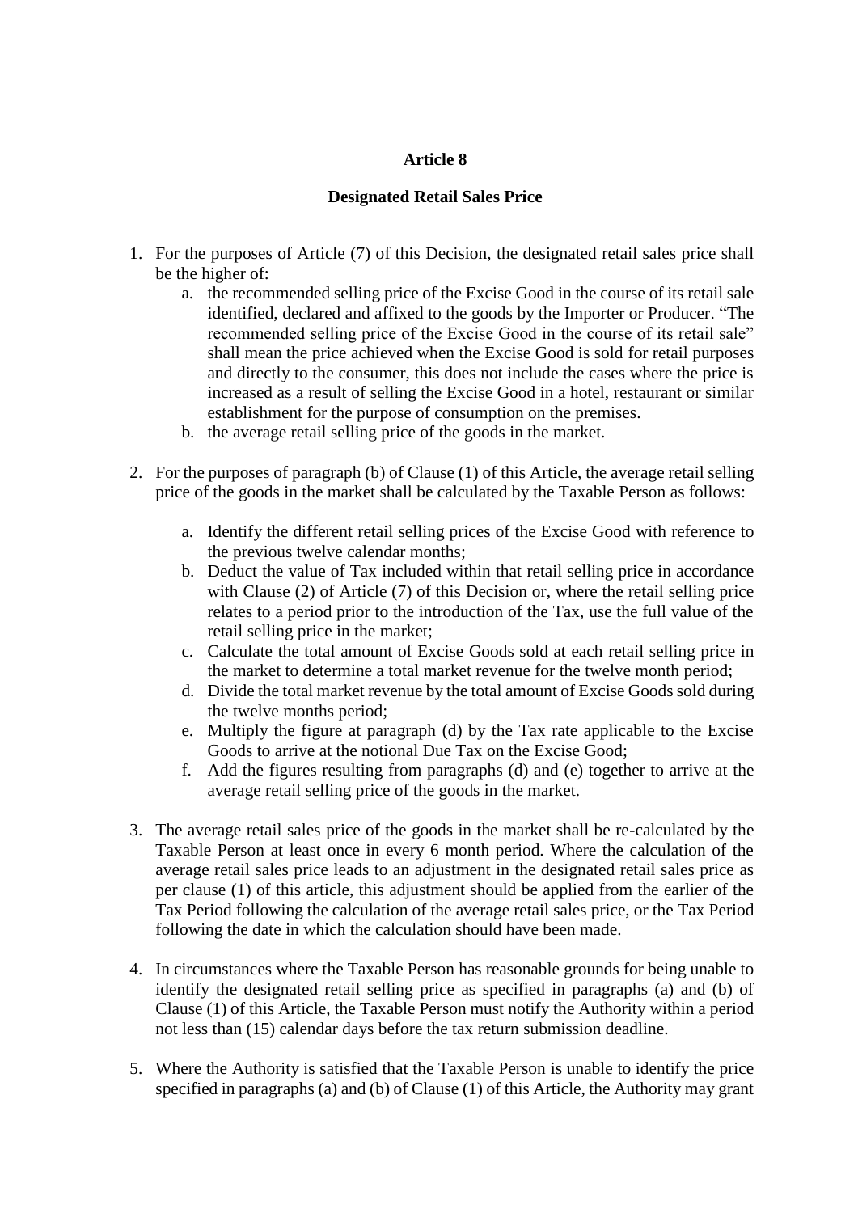## Article 8

### Designated Retail Sales Price

1. For the purposes of Article (7) of this Decision, the designated retail sales price shall be the higher of:
   a. the recommended selling price of the Excise Good in the course of its retail sale identified, declared and affixed to the goods by the Importer or Producer. "The recommended selling price of the Excise Good in the course of its retail sale" shall mean the price achieved when the Excise Good is sold for retail purposes and directly to the consumer, this does not include the cases where the price is increased as a result of selling the Excise Good in a hotel, restaurant or similar establishment for the purpose of consumption on the premises.
   b. the average retail selling price of the goods in the market.

2. For the purposes of paragraph (b) of Clause (1) of this Article, the average retail selling price of the goods in the market shall be calculated by the Taxable Person as follows:

   a. Identify the different retail selling prices of the Excise Good with reference to the previous twelve calendar months;
   b. Deduct the value of Tax included within that retail selling price in accordance with Clause (2) of Article (7) of this Decision or, where the retail selling price relates to a period prior to the introduction of the Tax, use the full value of the retail selling price in the market;
   c. Calculate the total amount of Excise Goods sold at each retail selling price in the market to determine a total market revenue for the twelve month period;
   d. Divide the total market revenue by the total amount of Excise Goods sold during the twelve months period;
   e. Multiply the figure at paragraph (d) by the Tax rate applicable to the Excise Goods to arrive at the notional Due Tax on the Excise Good;
   f. Add the figures resulting from paragraphs (d) and (e) together to arrive at the average retail selling price of the goods in the market.

3. The average retail sales price of the goods in the market shall be re-calculated by the Taxable Person at least once in every 6 month period. Where the calculation of the average retail sales price leads to an adjustment in the designated retail sales price as per clause (1) of this article, this adjustment should be applied from the earlier of the Tax Period following the calculation of the average retail sales price, or the Tax Period following the date in which the calculation should have been made.

4. In circumstances where the Taxable Person has reasonable grounds for being unable to identify the designated retail selling price as specified in paragraphs (a) and (b) of Clause (1) of this Article, the Taxable Person must notify the Authority within a period not less than (15) calendar days before the tax return submission deadline.

5. Where the Authority is satisfied that the Taxable Person is unable to identify the price specified in paragraphs (a) and (b) of Clause (1) of this Article, the Authority may grant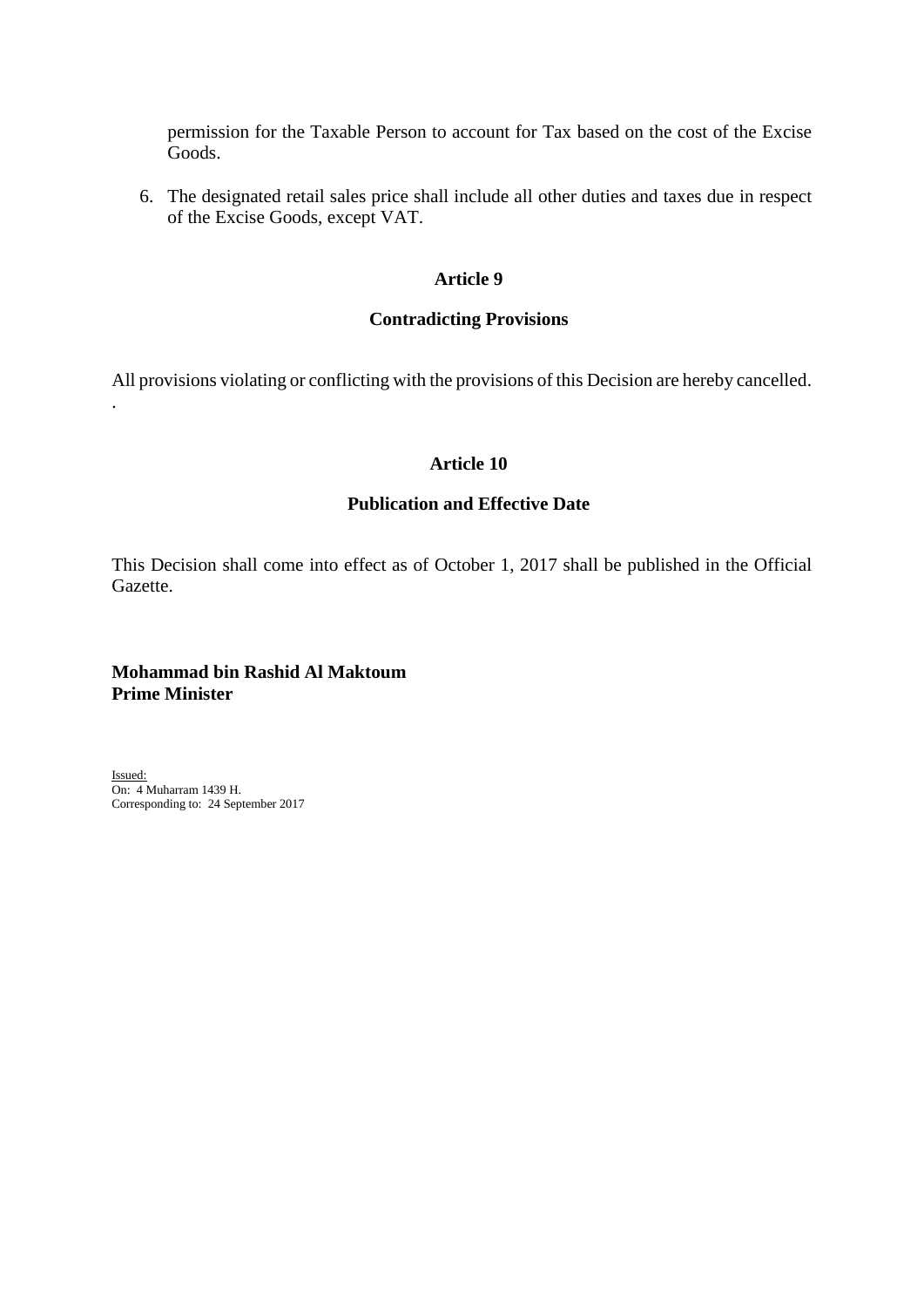permission for the Taxable Person to account for Tax based on the cost of the Excise Goods.

6. The designated retail sales price shall include all other duties and taxes due in respect of the Excise Goods, except VAT.

### Article 9

### Contradicting Provisions

All provisions violating or conflicting with the provisions of this Decision are hereby cancelled.
.

### Article 10

### Publication and Effective Date

This Decision shall come into effect as of October 1, 2017 shall be published in the Official Gazette.

**Mohammad bin Rashid Al Maktoum**
**Prime Minister**

Issued:
On: 4 Muharram 1439 H.
Corresponding to: 24 September 2017